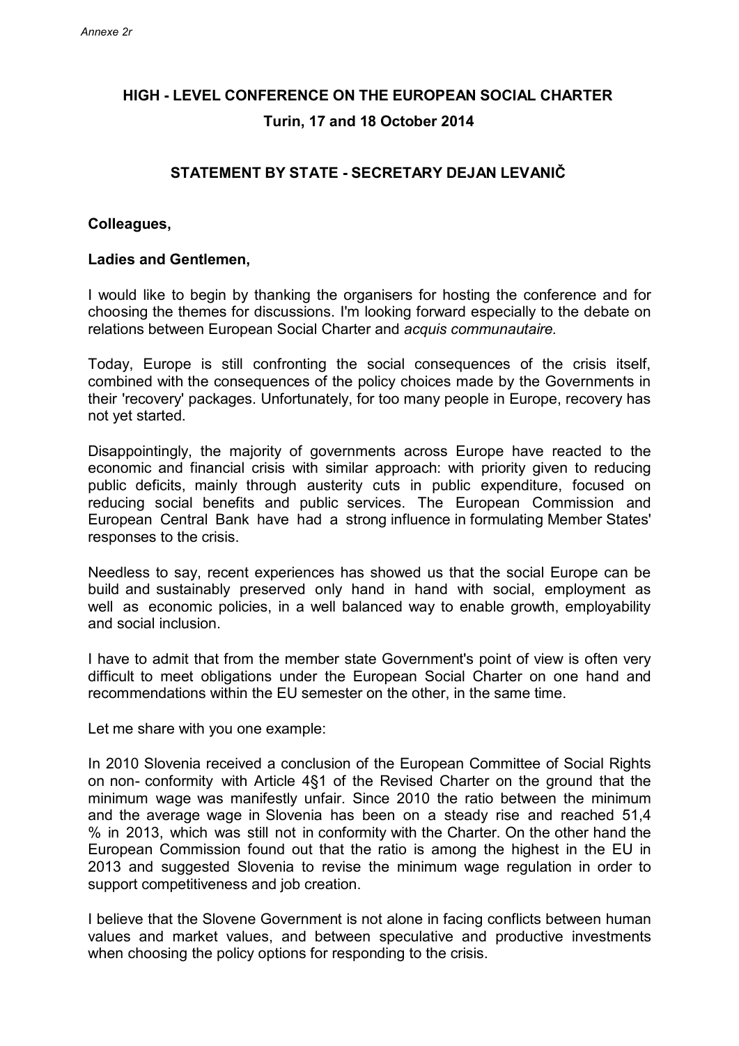*Annexe 2r*

**HIGH - LEVEL CONFERENCE ON THE EUROPEAN SOCIAL CHARTER**

**Turin, 17 and 18 October 2014**

**STATEMENT BY STATE - SECRETARY DEJAN LEVANIČ**

**Colleagues,**

**Ladies and Gentlemen,**

I would like to begin by thanking the organisers for hosting the conference and for choosing the themes for discussions. I'm looking forward especially to the debate on relations between European Social Charter and *acquis communautaire.*

Today, Europe is still confronting the social consequences of the crisis itself, combined with the consequences of the policy choices made by the Governments in their 'recovery' packages. Unfortunately, for too many people in Europe, recovery has not yet started.

Disappointingly, the majority of governments across Europe have reacted to the economic and financial crisis with similar approach: with priority given to reducing public deficits, mainly through austerity cuts in public expenditure, focused on reducing social benefits and public services. The European Commission and European Central Bank have had a strong influence in formulating Member States' responses to the crisis.

Needless to say, recent experiences has showed us that the social Europe can be build and sustainably preserved only hand in hand with social, employment as well as economic policies, in a well balanced way to enable growth, employability and social inclusion.

I have to admit that from the member state Government's point of view is often very difficult to meet obligations under the European Social Charter on one hand and recommendations within the EU semester on the other, in the same time.

Let me share with you one example:

In 2010 Slovenia received a conclusion of the European Committee of Social Rights on non- conformity with Article 4§1 of the Revised Charter on the ground that the minimum wage was manifestly unfair. Since 2010 the ratio between the minimum and the average wage in Slovenia has been on a steady rise and reached 51,4 % in 2013, which was still not in conformity with the Charter. On the other hand the European Commission found out that the ratio is among the highest in the EU in 2013 and suggested Slovenia to revise the minimum wage regulation in order to support competitiveness and job creation.

I believe that the Slovene Government is not alone in facing conflicts between human values and market values, and between speculative and productive investments when choosing the policy options for responding to the crisis.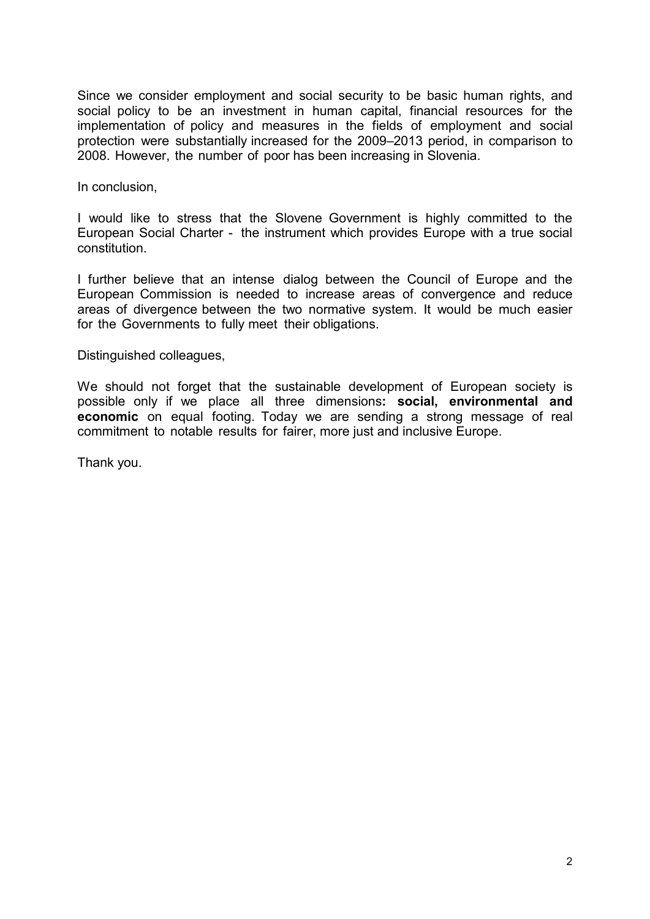Since we consider employment and social security to be basic human rights, and social policy to be an investment in human capital, financial resources for the implementation of policy and measures in the fields of employment and social protection were substantially increased for the 2009–2013 period, in comparison to 2008. However, the number of poor has been increasing in Slovenia.

In conclusion,

I would like to stress that the Slovene Government is highly committed to the European Social Charter - the instrument which provides Europe with a true social constitution.

I further believe that an intense dialog between the Council of Europe and the European Commission is needed to increase areas of convergence and reduce areas of divergence between the two normative system. It would be much easier for the Governments to fully meet their obligations.

Distinguished colleagues,

We should not forget that the sustainable development of European society is possible only if we place all three dimensions**: social, environmental and economic** on equal footing. Today we are sending a strong message of real commitment to notable results for fairer, more just and inclusive Europe.

Thank you.